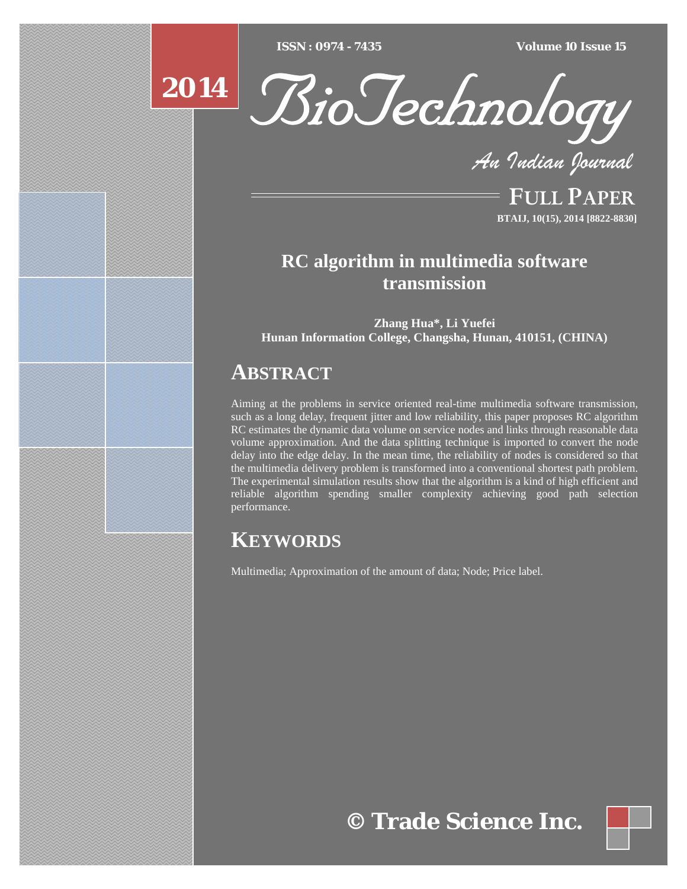# RC algorithm in multimedia software transmission

**Zhang Hua\*, Li Yuefei**
**Hunan Information College, Changsha, Hunan, 410151, (CHINA)**

## ABSTRACT

Aiming at the problems in service oriented real-time multimedia software transmission, such as a long delay, frequent jitter and low reliability, this paper proposes RC algorithm RC estimates the dynamic data volume on service nodes and links through reasonable data volume approximation. And the data splitting technique is imported to convert the node delay into the edge delay. In the mean time, the reliability of nodes is considered so that the multimedia delivery problem is transformed into a conventional shortest path problem. The experimental simulation results show that the algorithm is a kind of high efficient and reliable algorithm spending smaller complexity achieving good path selection performance.

## KEYWORDS

Multimedia; Approximation of the amount of data; Node; Price label.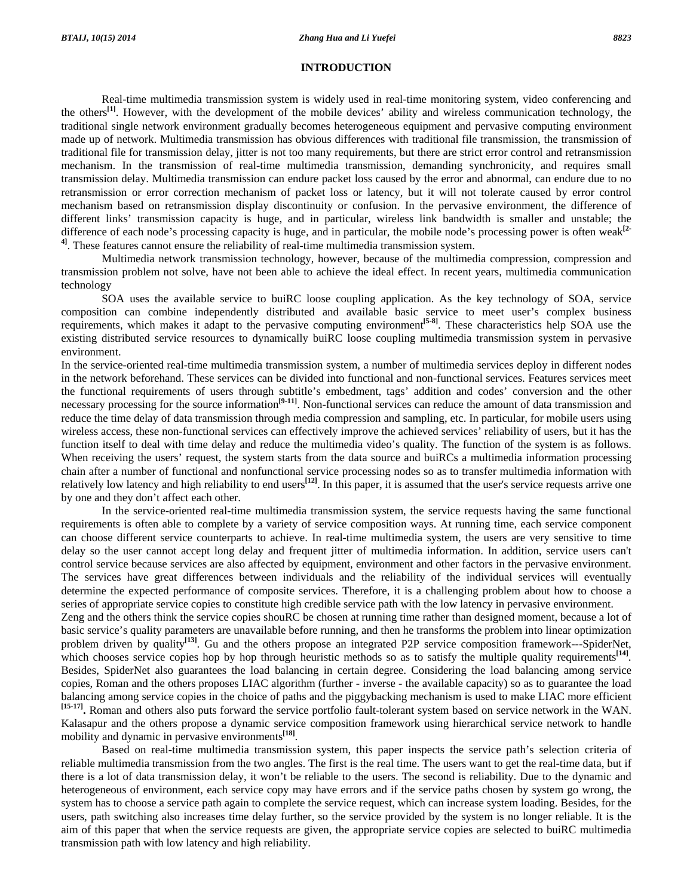## INTRODUCTION

Real-time multimedia transmission system is widely used in real-time monitoring system, video conferencing and the others[1]. However, with the development of the mobile devices' ability and wireless communication technology, the traditional single network environment gradually becomes heterogeneous equipment and pervasive computing environment made up of network. Multimedia transmission has obvious differences with traditional file transmission, the transmission of traditional file for transmission delay, jitter is not too many requirements, but there are strict error control and retransmission mechanism. In the transmission of real-time multimedia transmission, demanding synchronicity, and requires small transmission delay. Multimedia transmission can endure packet loss caused by the error and abnormal, can endure due to no retransmission or error correction mechanism of packet loss or latency, but it will not tolerate caused by error control mechanism based on retransmission display discontinuity or confusion. In the pervasive environment, the difference of different links' transmission capacity is huge, and in particular, wireless link bandwidth is smaller and unstable; the difference of each node's processing capacity is huge, and in particular, the mobile node's processing power is often weak[2-4]. These features cannot ensure the reliability of real-time multimedia transmission system.

Multimedia network transmission technology, however, because of the multimedia compression, compression and transmission problem not solve, have not been able to achieve the ideal effect. In recent years, multimedia communication technology

SOA uses the available service to buiRC loose coupling application. As the key technology of SOA, service composition can combine independently distributed and available basic service to meet user's complex business requirements, which makes it adapt to the pervasive computing environment[5-8]. These characteristics help SOA use the existing distributed service resources to dynamically buiRC loose coupling multimedia transmission system in pervasive environment.

In the service-oriented real-time multimedia transmission system, a number of multimedia services deploy in different nodes in the network beforehand. These services can be divided into functional and non-functional services. Features services meet the functional requirements of users through subtitle's embedment, tags' addition and codes' conversion and the other necessary processing for the source information[9-11]. Non-functional services can reduce the amount of data transmission and reduce the time delay of data transmission through media compression and sampling, etc. In particular, for mobile users using wireless access, these non-functional services can effectively improve the achieved services' reliability of users, but it has the function itself to deal with time delay and reduce the multimedia video's quality. The function of the system is as follows. When receiving the users' request, the system starts from the data source and buiRCs a multimedia information processing chain after a number of functional and nonfunctional service processing nodes so as to transfer multimedia information with relatively low latency and high reliability to end users[12]. In this paper, it is assumed that the user's service requests arrive one by one and they don't affect each other.

In the service-oriented real-time multimedia transmission system, the service requests having the same functional requirements is often able to complete by a variety of service composition ways. At running time, each service component can choose different service counterparts to achieve. In real-time multimedia system, the users are very sensitive to time delay so the user cannot accept long delay and frequent jitter of multimedia information. In addition, service users can't control service because services are also affected by equipment, environment and other factors in the pervasive environment. The services have great differences between individuals and the reliability of the individual services will eventually determine the expected performance of composite services. Therefore, it is a challenging problem about how to choose a series of appropriate service copies to constitute high credible service path with the low latency in pervasive environment.

Zeng and the others think the service copies shouRC be chosen at running time rather than designed moment, because a lot of basic service's quality parameters are unavailable before running, and then he transforms the problem into linear optimization problem driven by quality[13]. Gu and the others propose an integrated P2P service composition framework---SpiderNet, which chooses service copies hop by hop through heuristic methods so as to satisfy the multiple quality requirements[14]. Besides, SpiderNet also guarantees the load balancing in certain degree. Considering the load balancing among service copies, Roman and the others proposes LIAC algorithm (further - inverse - the available capacity) so as to guarantee the load balancing among service copies in the choice of paths and the piggybacking mechanism is used to make LIAC more efficient [15-17]**.** Roman and others also puts forward the service portfolio fault-tolerant system based on service network in the WAN. Kalasapur and the others propose a dynamic service composition framework using hierarchical service network to handle mobility and dynamic in pervasive environments[18].

Based on real-time multimedia transmission system, this paper inspects the service path's selection criteria of reliable multimedia transmission from the two angles. The first is the real time. The users want to get the real-time data, but if there is a lot of data transmission delay, it won't be reliable to the users. The second is reliability. Due to the dynamic and heterogeneous of environment, each service copy may have errors and if the service paths chosen by system go wrong, the system has to choose a service path again to complete the service request, which can increase system loading. Besides, for the users, path switching also increases time delay further, so the service provided by the system is no longer reliable. It is the aim of this paper that when the service requests are given, the appropriate service copies are selected to buiRC multimedia transmission path with low latency and high reliability.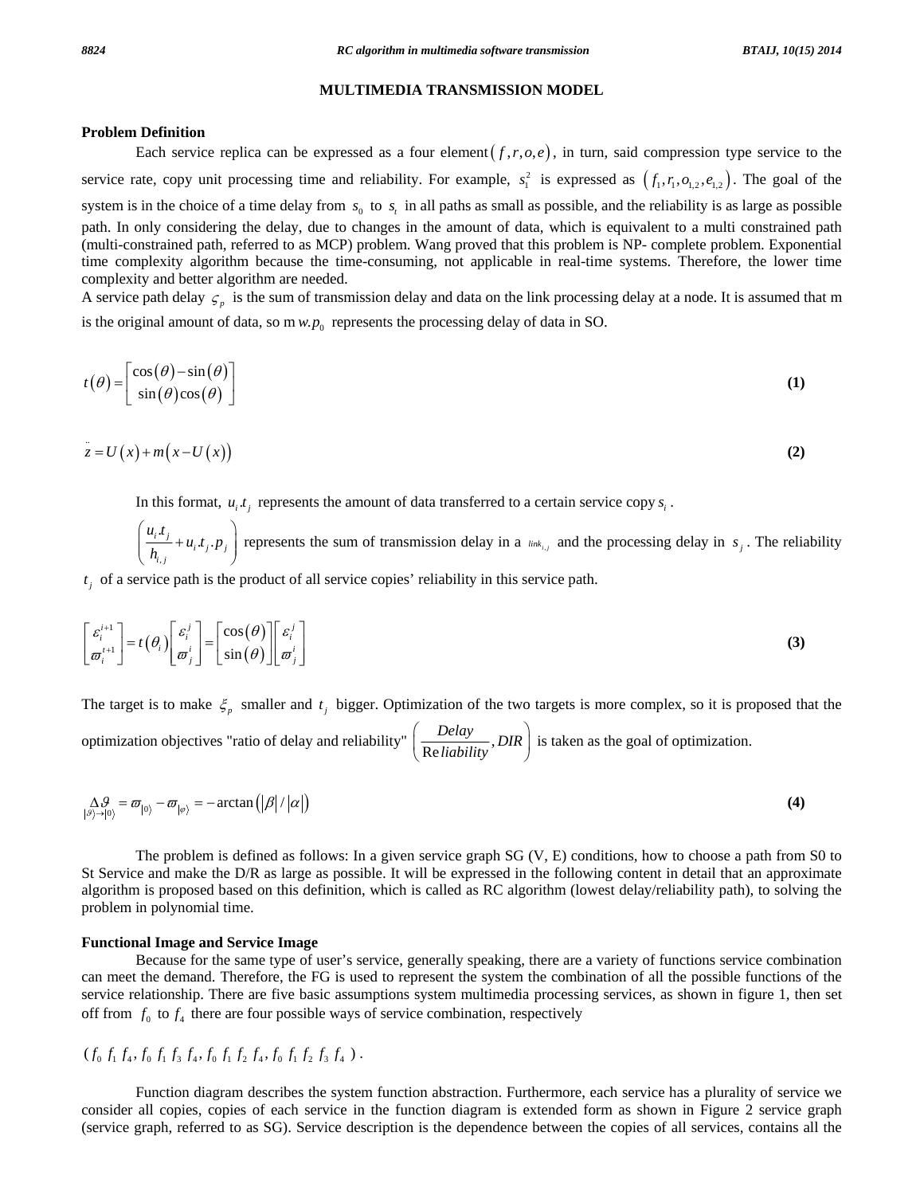## MULTIMEDIA TRANSMISSION MODEL

### Problem Definition

Each service replica can be expressed as a four element $(f, r, o, e)$, in turn, said compression type service to the service rate, copy unit processing time and reliability. For example, $s_1^2$ is expressed as $(f_1, r_1, o_{1,2}, e_{1,2})$. The goal of the system is in the choice of a time delay from $s_0$ to $s_t$ in all paths as small as possible, and the reliability is as large as possible path. In only considering the delay, due to changes in the amount of data, which is equivalent to a multi constrained path (multi-constrained path, referred to as MCP) problem. Wang proved that this problem is NP- complete problem. Exponential time complexity algorithm because the time-consuming, not applicable in real-time systems. Therefore, the lower time complexity and better algorithm are needed.

A service path delay $\varsigma_p$ is the sum of transmission delay and data on the link processing delay at a node. It is assumed that m is the original amount of data, so m $w.p_0$ represents the processing delay of data in SO.

$$t(\theta) = \begin{bmatrix} \cos(\theta) - \sin(\theta) \\ \sin(\theta)\cos(\theta) \end{bmatrix} \tag{1}$$

$$\ddot{z} = U(x) + m(x - U(x)) \tag{2}$$

In this format, $u_i.t_j$ represents the amount of data transferred to a certain service copy $s_i$.

$\left(\frac{u_i.t_j}{h_{i,j}} + u_i.t_j.p_j\right)$ represents the sum of transmission delay in a $link_{i,j}$ and the processing delay in $s_j$. The reliability $t_j$ of a service path is the product of all service copies' reliability in this service path.

$$\begin{bmatrix} \varepsilon_i^{i+1} \\ \varpi_i^{t+1} \end{bmatrix} = t(\theta_i)\begin{bmatrix} \varepsilon_i^j \\ \varpi_j^i \end{bmatrix} = \begin{bmatrix} \cos(\theta) \\ \sin(\theta) \end{bmatrix}\begin{bmatrix} \varepsilon_i^j \\ \varpi_j^i \end{bmatrix} \tag{3}$$

The target is to make $\xi_p$ smaller and $t_j$ bigger. Optimization of the two targets is more complex, so it is proposed that the optimization objectives "ratio of delay and reliability" $\left(\frac{Delay}{\text{Re}liability}, DIR\right)$ is taken as the goal of optimization.

$$\underset{|\vartheta\rangle \to |0\rangle}{\Delta\vartheta} = \varpi_{|0\rangle} - \varpi_{|\varphi\rangle} = -\arctan\left(|\beta| / |\alpha|\right) \tag{4}$$

The problem is defined as follows: In a given service graph SG (V, E) conditions, how to choose a path from S0 to St Service and make the D/R as large as possible. It will be expressed in the following content in detail that an approximate algorithm is proposed based on this definition, which is called as RC algorithm (lowest delay/reliability path), to solving the problem in polynomial time.

### Functional Image and Service Image

Because for the same type of user's service, generally speaking, there are a variety of functions service combination can meet the demand. Therefore, the FG is used to represent the system the combination of all the possible functions of the service relationship. There are five basic assumptions system multimedia processing services, as shown in figure 1, then set off from $f_0$ to $f_4$ there are four possible ways of service combination, respectively

$(f_0\ f_1\ f_4,\ f_0\ f_1\ f_3\ f_4,\ f_0\ f_1\ f_2\ f_4,\ f_0\ f_1\ f_2\ f_3\ f_4)$.

Function diagram describes the system function abstraction. Furthermore, each service has a plurality of service we consider all copies, copies of each service in the function diagram is extended form as shown in Figure 2 service graph (service graph, referred to as SG). Service description is the dependence between the copies of all services, contains all the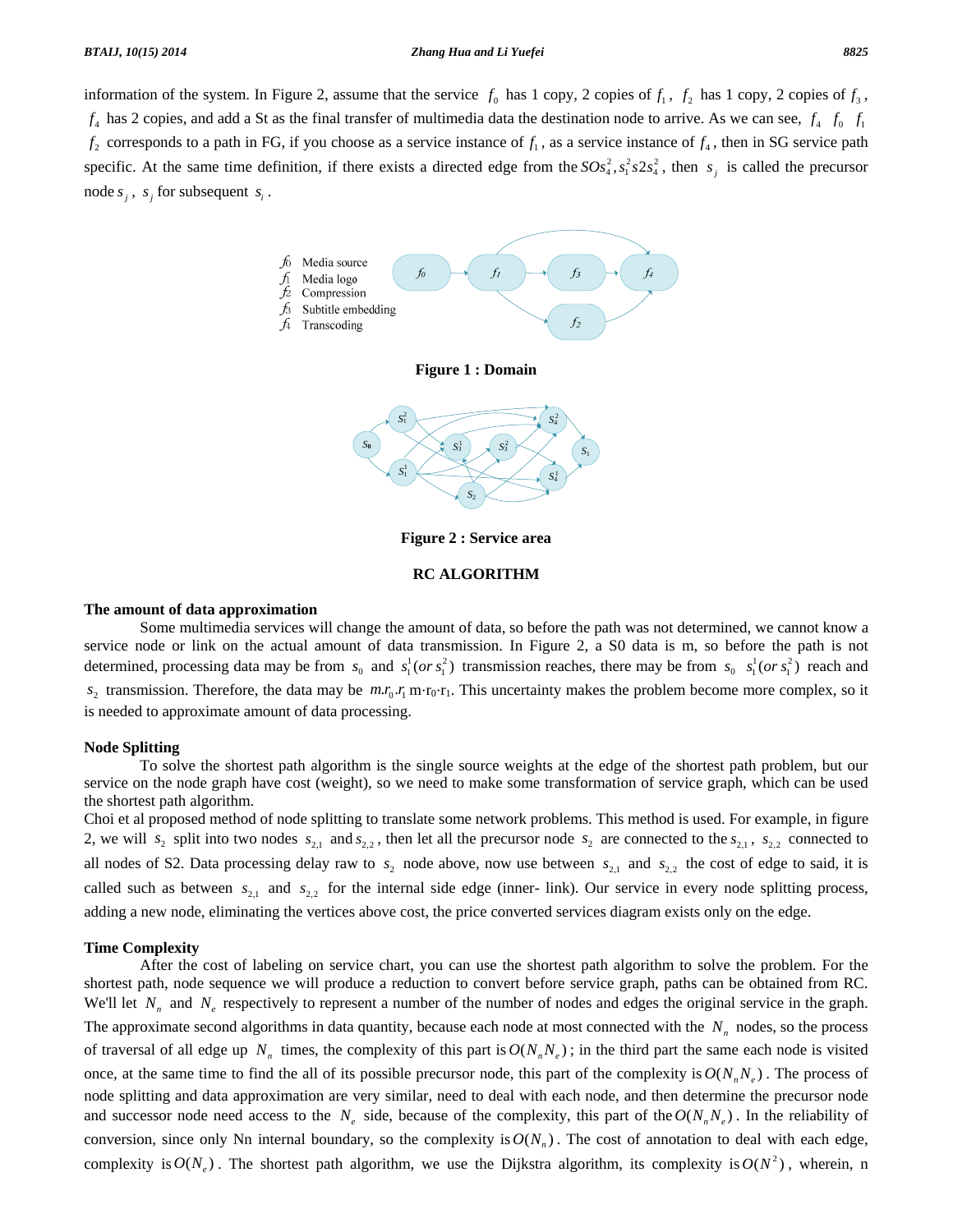information of the system. In Figure 2, assume that the service $f_0$ has 1 copy, 2 copies of $f_1$, $f_2$ has 1 copy, 2 copies of $f_3$, $f_4$ has 2 copies, and add a St as the final transfer of multimedia data the destination node to arrive. As we can see, $f_4$ $f_0$ $f_1$ $f_2$ corresponds to a path in FG, if you choose as a service instance of $f_1$, as a service instance of $f_4$, then in SG service path specific. At the same time definition, if there exists a directed edge from the $SOs_4^2, s_1^2 s2 s_4^2$, then $s_j$ is called the precursor node $s_j$, $s_j$ for subsequent $s_i$.

f0 Media source
f1 Media logo
f2 Compression
f3 Subtitle embedding
f4 Transcoding

**Figure 1 : Domain**

**Figure 2 : Service area**

## RC ALGORITHM

### The amount of data approximation

Some multimedia services will change the amount of data, so before the path was not determined, we cannot know a service node or link on the actual amount of data transmission. In Figure 2, a S0 data is m, so before the path is not determined, processing data may be from $s_0$ and $s_1^1(or\, s_1^2)$ transmission reaches, there may be from $s_0$ $s_1^1(or\, s_1^2)$ reach and $s_2$ transmission. Therefore, the data may be $m.r_0.r_1$ m·r0·r1. This uncertainty makes the problem become more complex, so it is needed to approximate amount of data processing.

### Node Splitting

To solve the shortest path algorithm is the single source weights at the edge of the shortest path problem, but our service on the node graph have cost (weight), so we need to make some transformation of service graph, which can be used the shortest path algorithm.

Choi et al proposed method of node splitting to translate some network problems. This method is used. For example, in figure 2, we will $s_2$ split into two nodes $s_{2,1}$ and $s_{2,2}$, then let all the precursor node $s_2$ are connected to the $s_{2,1}$, $s_{2,2}$ connected to all nodes of S2. Data processing delay raw to $s_2$ node above, now use between $s_{2,1}$ and $s_{2,2}$ the cost of edge to said, it is called such as between $s_{2,1}$ and $s_{2,2}$ for the internal side edge (inner- link). Our service in every node splitting process, adding a new node, eliminating the vertices above cost, the price converted services diagram exists only on the edge.

### Time Complexity

After the cost of labeling on service chart, you can use the shortest path algorithm to solve the problem. For the shortest path, node sequence we will produce a reduction to convert before service graph, paths can be obtained from RC. We'll let $N_n$ and $N_e$ respectively to represent a number of the number of nodes and edges the original service in the graph. The approximate second algorithms in data quantity, because each node at most connected with the $N_n$ nodes, so the process of traversal of all edge up $N_n$ times, the complexity of this part is $O(N_n N_e)$; in the third part the same each node is visited once, at the same time to find the all of its possible precursor node, this part of the complexity is $O(N_n N_e)$. The process of node splitting and data approximation are very similar, need to deal with each node, and then determine the precursor node and successor node need access to the $N_e$ side, because of the complexity, this part of the $O(N_n N_e)$. In the reliability of conversion, since only Nn internal boundary, so the complexity is $O(N_n)$. The cost of annotation to deal with each edge, complexity is $O(N_e)$. The shortest path algorithm, we use the Dijkstra algorithm, its complexity is $O(N^2)$, wherein, n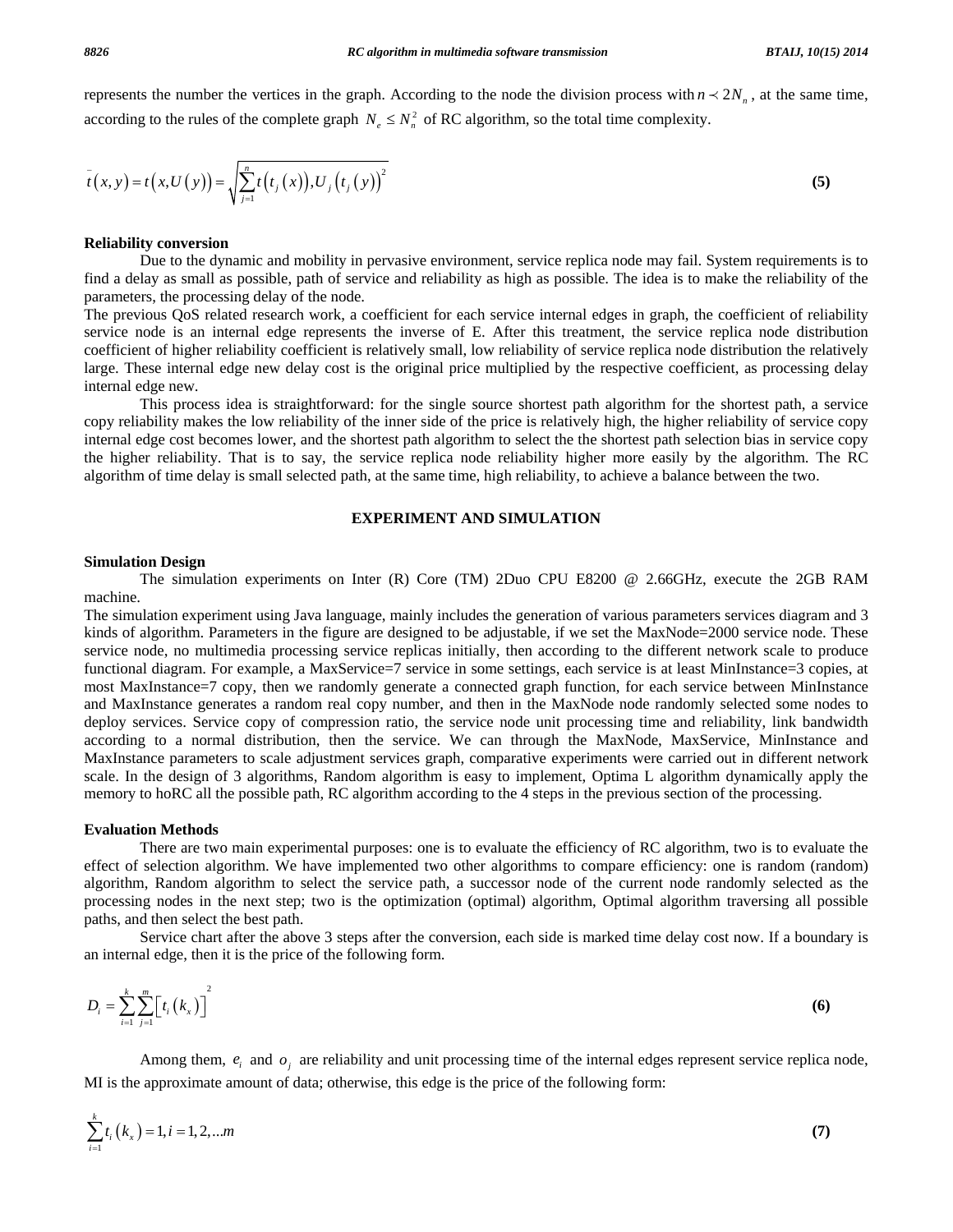represents the number the vertices in the graph. According to the node the division process with $n \prec 2N_n$, at the same time, according to the rules of the complete graph $N_e \leq N_n^2$ of RC algorithm, so the total time complexity.

$$\bar{t}(x,y) = t(x,U(y)) = \sqrt{\sum_{j=1}^{n} t(t_j(x)), U_j(t_j(y))^2} \tag{5}$$

**Reliability conversion**

Due to the dynamic and mobility in pervasive environment, service replica node may fail. System requirements is to find a delay as small as possible, path of service and reliability as high as possible. The idea is to make the reliability of the parameters, the processing delay of the node.

The previous QoS related research work, a coefficient for each service internal edges in graph, the coefficient of reliability service node is an internal edge represents the inverse of E. After this treatment, the service replica node distribution coefficient of higher reliability coefficient is relatively small, low reliability of service replica node distribution the relatively large. These internal edge new delay cost is the original price multiplied by the respective coefficient, as processing delay internal edge new.

This process idea is straightforward: for the single source shortest path algorithm for the shortest path, a service copy reliability makes the low reliability of the inner side of the price is relatively high, the higher reliability of service copy internal edge cost becomes lower, and the shortest path algorithm to select the the shortest path selection bias in service copy the higher reliability. That is to say, the service replica node reliability higher more easily by the algorithm. The RC algorithm of time delay is small selected path, at the same time, high reliability, to achieve a balance between the two.

## EXPERIMENT AND SIMULATION

**Simulation Design**

The simulation experiments on Inter (R) Core (TM) 2Duo CPU E8200 @ 2.66GHz, execute the 2GB RAM machine.

The simulation experiment using Java language, mainly includes the generation of various parameters services diagram and 3 kinds of algorithm. Parameters in the figure are designed to be adjustable, if we set the MaxNode=2000 service node. These service node, no multimedia processing service replicas initially, then according to the different network scale to produce functional diagram. For example, a MaxService=7 service in some settings, each service is at least MinInstance=3 copies, at most MaxInstance=7 copy, then we randomly generate a connected graph function, for each service between MinInstance and MaxInstance generates a random real copy number, and then in the MaxNode node randomly selected some nodes to deploy services. Service copy of compression ratio, the service node unit processing time and reliability, link bandwidth according to a normal distribution, then the service. We can through the MaxNode, MaxService, MinInstance and MaxInstance parameters to scale adjustment services graph, comparative experiments were carried out in different network scale. In the design of 3 algorithms, Random algorithm is easy to implement, Optima L algorithm dynamically apply the memory to hoRC all the possible path, RC algorithm according to the 4 steps in the previous section of the processing.

**Evaluation Methods**

There are two main experimental purposes: one is to evaluate the efficiency of RC algorithm, two is to evaluate the effect of selection algorithm. We have implemented two other algorithms to compare efficiency: one is random (random) algorithm, Random algorithm to select the service path, a successor node of the current node randomly selected as the processing nodes in the next step; two is the optimization (optimal) algorithm, Optimal algorithm traversing all possible paths, and then select the best path.

Service chart after the above 3 steps after the conversion, each side is marked time delay cost now. If a boundary is an internal edge, then it is the price of the following form.

$$D_i = \sum_{i=1}^{k} \sum_{j=1}^{m} \left[ t_i(k_x) \right]^2 \tag{6}$$

Among them, $e_i$ and $o_j$ are reliability and unit processing time of the internal edges represent service replica node, MI is the approximate amount of data; otherwise, this edge is the price of the following form:

$$\sum_{i=1}^{k} t_i(k_x) = 1, i = 1, 2, \ldots m \tag{7}$$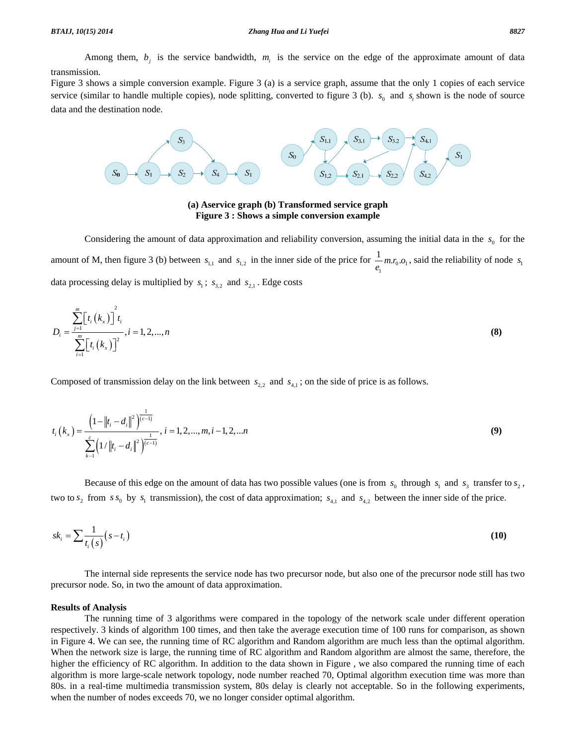Among them, $b_j$ is the service bandwidth, $m_i$ is the service on the edge of the approximate amount of data transmission.

Figure 3 shows a simple conversion example. Figure 3 (a) is a service graph, assume that the only 1 copies of each service service (similar to handle multiple copies), node splitting, converted to figure 3 (b). $s_0$ and $s_t$ shown is the node of source data and the destination node.

**(a) Aservice graph (b) Transformed service graph**

**Figure 3 : Shows a simple conversion example**

Considering the amount of data approximation and reliability conversion, assuming the initial data in the $s_0$ for the amount of M, then figure 3 (b) between $s_{1,1}$ and $s_{1,2}$ in the inner side of the price for $\frac{1}{e_1} m.r_0.o_1$, said the reliability of node $s_1$ data processing delay is multiplied by $s_1$; $s_{3,2}$ and $s_{2,1}$. Edge costs

$$D_i = \frac{\sum_{j=1}^{m} \left[ t_i \left( k_x \right) \right]^2 t_i}{\sum_{i=1}^{m} \left[ t_i \left( k_x \right) \right]^2}, i = 1, 2, ..., n \tag{8}$$

Composed of transmission delay on the link between $s_{2,2}$ and $s_{4,1}$; on the side of price is as follows.

$$t_i \left( k_x \right) = \frac{\left( 1 - \left\| t_i - d_i \right\|^2 \right)^{\frac{1}{(c-1)}}}{\sum_{k-1}^{c} \left( 1 / \left\| t_i - d_i \right\|^2 \right)^{\frac{1}{(c-1)}}}, i = 1, 2, ..., m, i - 1, 2, ... n \tag{9}$$

Because of this edge on the amount of data has two possible values (one is from $s_0$ through $s_1$ and $s_3$ transfer to $s_2$, two to $s_2$ from $s\, s_0$ by $s_1$ transmission), the cost of data approximation; $s_{4,1}$ and $s_{4,2}$ between the inner side of the price.

$$sk_i = \sum \frac{1}{t_i(s)} \left( s - t_i \right) \tag{10}$$

The internal side represents the service node has two precursor node, but also one of the precursor node still has two precursor node. So, in two the amount of data approximation.

**Results of Analysis**

The running time of 3 algorithms were compared in the topology of the network scale under different operation respectively. 3 kinds of algorithm 100 times, and then take the average execution time of 100 runs for comparison, as shown in Figure 4. We can see, the running time of RC algorithm and Random algorithm are much less than the optimal algorithm. When the network size is large, the running time of RC algorithm and Random algorithm are almost the same, therefore, the higher the efficiency of RC algorithm. In addition to the data shown in Figure , we also compared the running time of each algorithm is more large-scale network topology, node number reached 70, Optimal algorithm execution time was more than 80s. in a real-time multimedia transmission system, 80s delay is clearly not acceptable. So in the following experiments, when the number of nodes exceeds 70, we no longer consider optimal algorithm.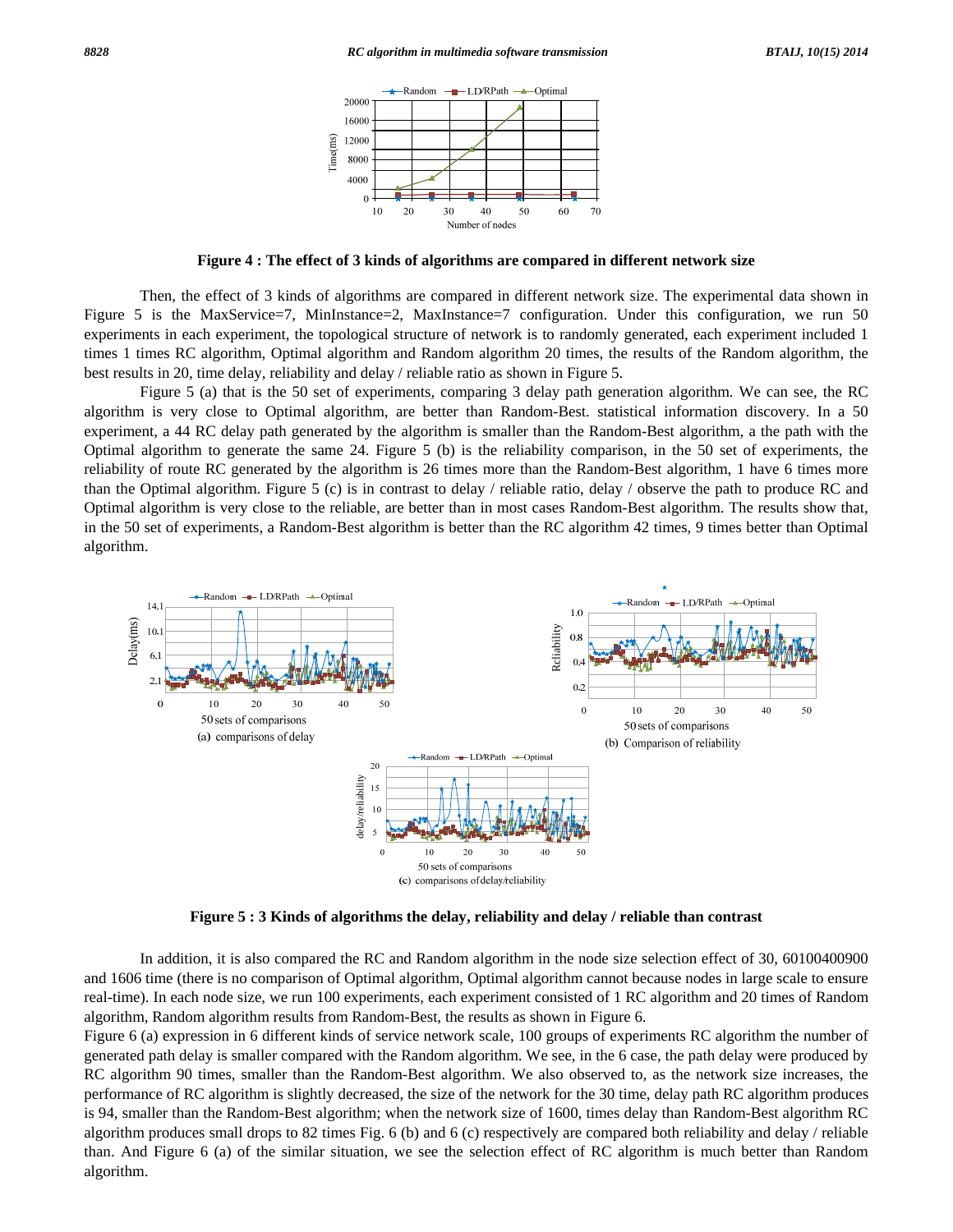**Figure 4 : The effect of 3 kinds of algorithms are compared in different network size**

Then, the effect of 3 kinds of algorithms are compared in different network size. The experimental data shown in Figure 5 is the MaxService=7, MinInstance=2, MaxInstance=7 configuration. Under this configuration, we run 50 experiments in each experiment, the topological structure of network is to randomly generated, each experiment included 1 times 1 times RC algorithm, Optimal algorithm and Random algorithm 20 times, the results of the Random algorithm, the best results in 20, time delay, reliability and delay / reliable ratio as shown in Figure 5.

Figure 5 (a) that is the 50 set of experiments, comparing 3 delay path generation algorithm. We can see, the RC algorithm is very close to Optimal algorithm, are better than Random-Best. statistical information discovery. In a 50 experiment, a 44 RC delay path generated by the algorithm is smaller than the Random-Best algorithm, a the path with the Optimal algorithm to generate the same 24. Figure 5 (b) is the reliability comparison, in the 50 set of experiments, the reliability of route RC generated by the algorithm is 26 times more than the Random-Best algorithm, 1 have 6 times more than the Optimal algorithm. Figure 5 (c) is in contrast to delay / reliable ratio, delay / observe the path to produce RC and Optimal algorithm is very close to the reliable, are better than in most cases Random-Best algorithm. The results show that, in the 50 set of experiments, a Random-Best algorithm is better than the RC algorithm 42 times, 9 times better than Optimal algorithm.

**Figure 5 : 3 Kinds of algorithms the delay, reliability and delay / reliable than contrast**

In addition, it is also compared the RC and Random algorithm in the node size selection effect of 30, 60100400900 and 1606 time (there is no comparison of Optimal algorithm, Optimal algorithm cannot because nodes in large scale to ensure real-time). In each node size, we run 100 experiments, each experiment consisted of 1 RC algorithm and 20 times of Random algorithm, Random algorithm results from Random-Best, the results as shown in Figure 6.

Figure 6 (a) expression in 6 different kinds of service network scale, 100 groups of experiments RC algorithm the number of generated path delay is smaller compared with the Random algorithm. We see, in the 6 case, the path delay were produced by RC algorithm 90 times, smaller than the Random-Best algorithm. We also observed to, as the network size increases, the performance of RC algorithm is slightly decreased, the size of the network for the 30 time, delay path RC algorithm produces is 94, smaller than the Random-Best algorithm; when the network size of 1600, times delay than Random-Best algorithm RC algorithm produces small drops to 82 times Fig. 6 (b) and 6 (c) respectively are compared both reliability and delay / reliable than. And Figure 6 (a) of the similar situation, we see the selection effect of RC algorithm is much better than Random algorithm.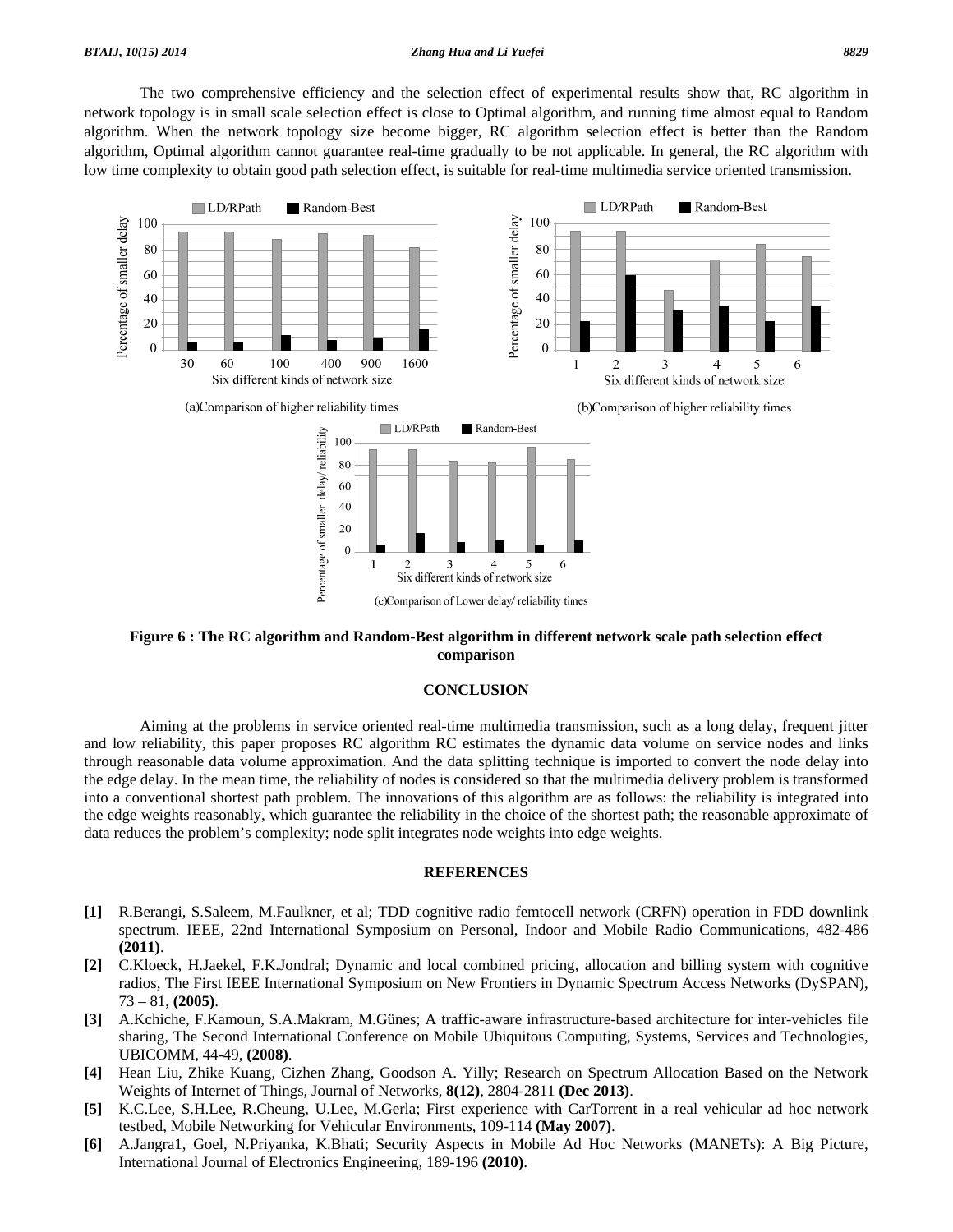The two comprehensive efficiency and the selection effect of experimental results show that, RC algorithm in network topology is in small scale selection effect is close to Optimal algorithm, and running time almost equal to Random algorithm. When the network topology size become bigger, RC algorithm selection effect is better than the Random algorithm, Optimal algorithm cannot guarantee real-time gradually to be not applicable. In general, the RC algorithm with low time complexity to obtain good path selection effect, is suitable for real-time multimedia service oriented transmission.

(a)Comparison of higher reliability times

(b)Comparison of higher reliability times

(c)Comparison of Lower delay/ reliability times

**Figure 6 : The RC algorithm and Random-Best algorithm in different network scale path selection effect comparison**

## CONCLUSION

Aiming at the problems in service oriented real-time multimedia transmission, such as a long delay, frequent jitter and low reliability, this paper proposes RC algorithm RC estimates the dynamic data volume on service nodes and links through reasonable data volume approximation. And the data splitting technique is imported to convert the node delay into the edge delay. In the mean time, the reliability of nodes is considered so that the multimedia delivery problem is transformed into a conventional shortest path problem. The innovations of this algorithm are as follows: the reliability is integrated into the edge weights reasonably, which guarantee the reliability in the choice of the shortest path; the reasonable approximate of data reduces the problem's complexity; node split integrates node weights into edge weights.

## REFERENCES

**[1]** R.Berangi, S.Saleem, M.Faulkner, et al; TDD cognitive radio femtocell network (CRFN) operation in FDD downlink spectrum. IEEE, 22nd International Symposium on Personal, Indoor and Mobile Radio Communications, 482-486 **(2011)**.

**[2]** C.Kloeck, H.Jaekel, F.K.Jondral; Dynamic and local combined pricing, allocation and billing system with cognitive radios, The First IEEE International Symposium on New Frontiers in Dynamic Spectrum Access Networks (DySPAN), 73 – 81, **(2005)**.

**[3]** A.Kchiche, F.Kamoun, S.A.Makram, M.Günes; A traffic-aware infrastructure-based architecture for inter-vehicles file sharing, The Second International Conference on Mobile Ubiquitous Computing, Systems, Services and Technologies, UBICOMM, 44-49, **(2008)**.

**[4]** Hean Liu, Zhike Kuang, Cizhen Zhang, Goodson A. Yilly; Research on Spectrum Allocation Based on the Network Weights of Internet of Things, Journal of Networks, **8(12)**, 2804-2811 **(Dec 2013)**.

**[5]** K.C.Lee, S.H.Lee, R.Cheung, U.Lee, M.Gerla; First experience with CarTorrent in a real vehicular ad hoc network testbed, Mobile Networking for Vehicular Environments, 109-114 **(May 2007)**.

**[6]** A.Jangra1, Goel, N.Priyanka, K.Bhati; Security Aspects in Mobile Ad Hoc Networks (MANETs): A Big Picture, International Journal of Electronics Engineering, 189-196 **(2010)**.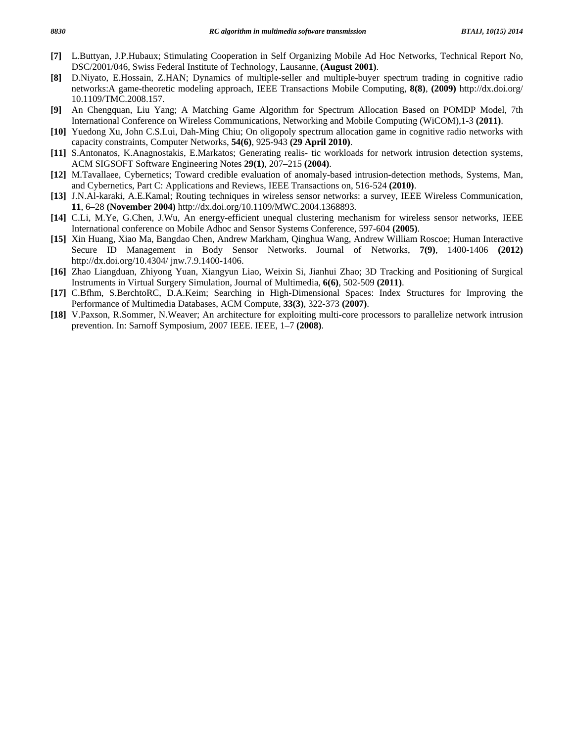**[7]** L.Buttyan, J.P.Hubaux; Stimulating Cooperation in Self Organizing Mobile Ad Hoc Networks, Technical Report No, DSC/2001/046, Swiss Federal Institute of Technology, Lausanne, **(August 2001)**.

**[8]** D.Niyato, E.Hossain, Z.HAN; Dynamics of multiple-seller and multiple-buyer spectrum trading in cognitive radio networks:A game-theoretic modeling approach, IEEE Transactions Mobile Computing, **8(8)**, **(2009)** http://dx.doi.org/ 10.1109/TMC.2008.157.

**[9]** An Chengquan, Liu Yang; A Matching Game Algorithm for Spectrum Allocation Based on POMDP Model, 7th International Conference on Wireless Communications, Networking and Mobile Computing (WiCOM),1-3 **(2011)**.

**[10]** Yuedong Xu, John C.S.Lui, Dah-Ming Chiu; On oligopoly spectrum allocation game in cognitive radio networks with capacity constraints, Computer Networks, **54(6)**, 925-943 **(29 April 2010)**.

**[11]** S.Antonatos, K.Anagnostakis, E.Markatos; Generating realis- tic workloads for network intrusion detection systems, ACM SIGSOFT Software Engineering Notes **29(1)**, 207–215 **(2004)**.

**[12]** M.Tavallaee, Cybernetics; Toward credible evaluation of anomaly-based intrusion-detection methods, Systems, Man, and Cybernetics, Part C: Applications and Reviews, IEEE Transactions on, 516-524 **(2010)**.

**[13]** J.N.Al-karaki, A.E.Kamal; Routing techniques in wireless sensor networks: a survey, IEEE Wireless Communication, **11**, 6–28 **(November 2004)** http://dx.doi.org/10.1109/MWC.2004.1368893.

**[14]** C.Li, M.Ye, G.Chen, J.Wu, An energy-efficient unequal clustering mechanism for wireless sensor networks, IEEE International conference on Mobile Adhoc and Sensor Systems Conference, 597-604 **(2005)**.

**[15]** Xin Huang, Xiao Ma, Bangdao Chen, Andrew Markham, Qinghua Wang, Andrew William Roscoe; Human Interactive Secure ID Management in Body Sensor Networks. Journal of Networks, **7(9)**, 1400-1406 **(2012)** http://dx.doi.org/10.4304/ jnw.7.9.1400-1406.

**[16]** Zhao Liangduan, Zhiyong Yuan, Xiangyun Liao, Weixin Si, Jianhui Zhao; 3D Tracking and Positioning of Surgical Instruments in Virtual Surgery Simulation, Journal of Multimedia, **6(6)**, 502-509 **(2011)**.

**[17]** C.Bfhm, S.BerchtoRC, D.A.Keim; Searching in High-Dimensional Spaces: Index Structures for Improving the Performance of Multimedia Databases, ACM Compute, **33(3)**, 322-373 **(2007)**.

**[18]** V.Paxson, R.Sommer, N.Weaver; An architecture for exploiting multi-core processors to parallelize network intrusion prevention. In: Sarnoff Symposium, 2007 IEEE. IEEE, 1–7 **(2008)**.